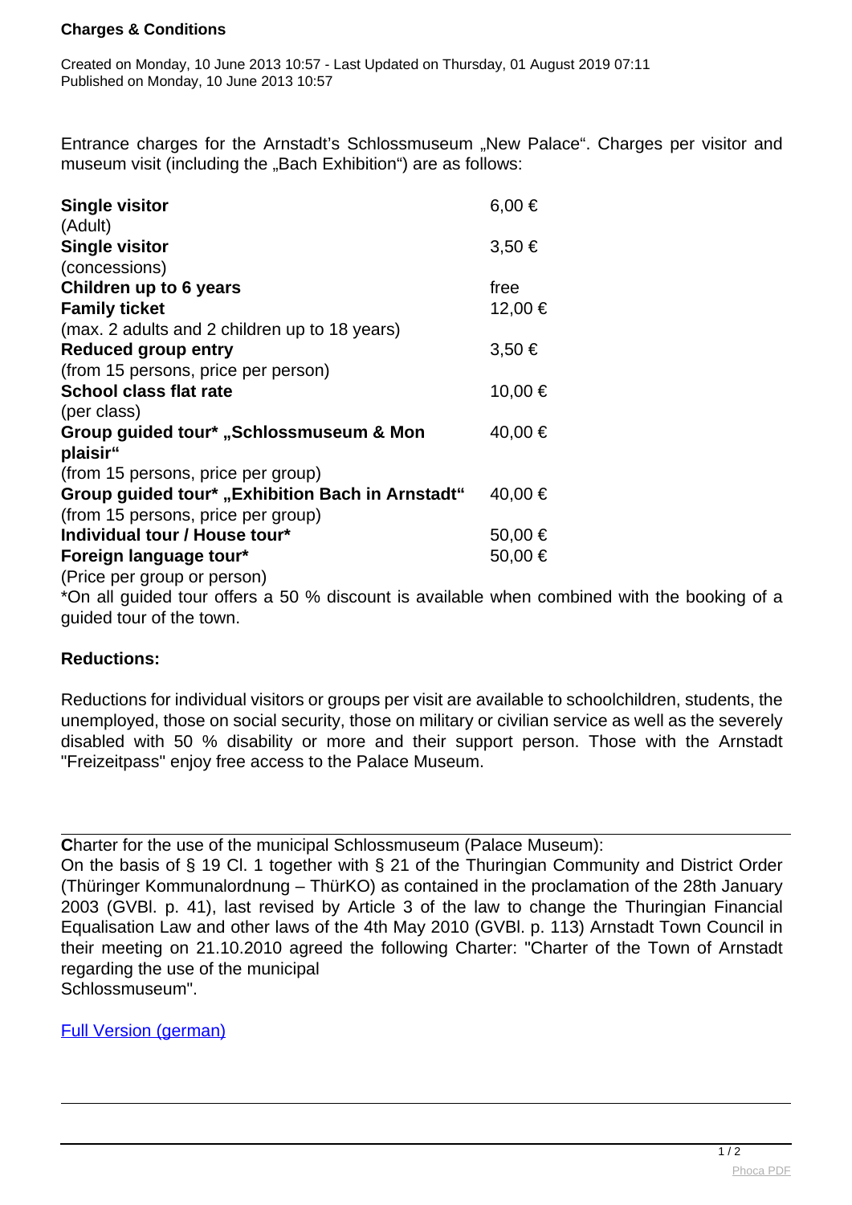**Charges & Conditions**

Created on Monday, 10 June 2013 10:57 - Last Updated on Thursday, 01 August 2019 07:11
Published on Monday, 10 June 2013 10:57

Entrance charges for the Arnstadt's Schlossmuseum „New Palace“. Charges per visitor and museum visit (including the „Bach Exhibition“) are as follows:

| | |
|---|---|
| **Single visitor** (Adult) | 6,00 € |
| **Single visitor** (concessions) | 3,50 € |
| **Children up to 6 years** | free |
| **Family ticket** (max. 2 adults and 2 children up to 18 years) | 12,00 € |
| **Reduced group entry** (from 15 persons, price per person) | 3,50 € |
| **School class flat rate** (per class) | 10,00 € |
| **Group guided tour* „Schlossmuseum & Mon plaisir“** (from 15 persons, price per group) | 40,00 € |
| **Group guided tour* „Exhibition Bach in Arnstadt“** (from 15 persons, price per group) | 40,00 € |
| **Individual tour / House tour*** | 50,00 € |
| **Foreign language tour*** (Price per group or person) | 50,00 € |

*On all guided tour offers a 50 % discount is available when combined with the booking of a guided tour of the town.

**Reductions:**

Reductions for individual visitors or groups per visit are available to schoolchildren, students, the unemployed, those on social security, those on military or civilian service as well as the severely disabled with 50 % disability or more and their support person. Those with the Arnstadt "Freizeitpass" enjoy free access to the Palace Museum.

---

**C**harter for the use of the municipal Schlossmuseum (Palace Museum):
On the basis of § 19 Cl. 1 together with § 21 of the Thuringian Community and District Order (Thüringer Kommunalordnung – ThürKO) as contained in the proclamation of the 28th January 2003 (GVBl. p. 41), last revised by Article 3 of the law to change the Thuringian Financial Equalisation Law and other laws of the 4th May 2010 (GVBl. p. 113) Arnstadt Town Council in their meeting on 21.10.2010 agreed the following Charter: "Charter of the Town of Arnstadt regarding the use of the municipal Schlossmuseum".

Full Version (german)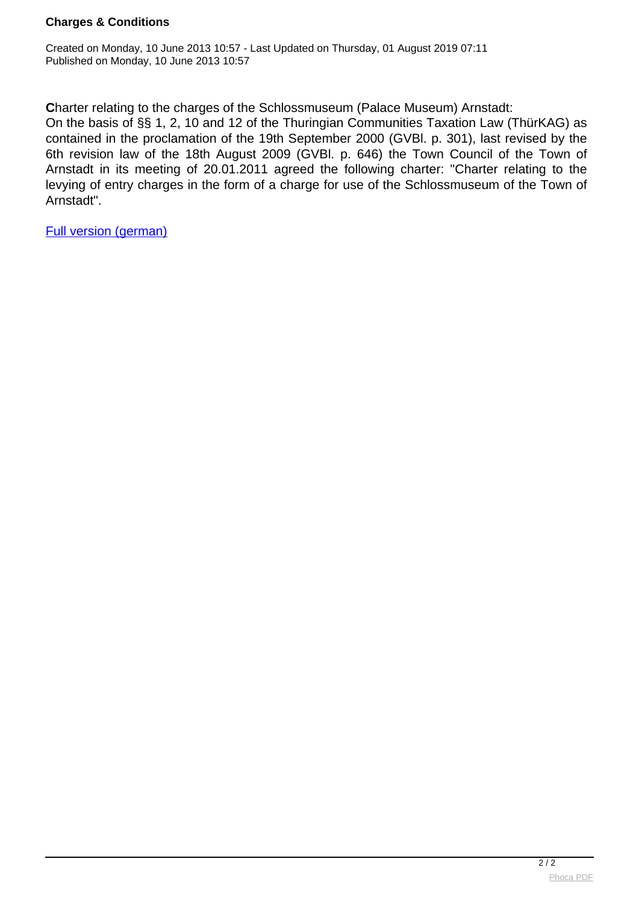**Charges & Conditions**

Created on Monday, 10 June 2013 10:57 - Last Updated on Thursday, 01 August 2019 07:11
Published on Monday, 10 June 2013 10:57

**C**harter relating to the charges of the Schlossmuseum (Palace Museum) Arnstadt:
On the basis of §§ 1, 2, 10 and 12 of the Thuringian Communities Taxation Law (ThürKAG) as contained in the proclamation of the 19th September 2000 (GVBl. p. 301), last revised by the 6th revision law of the 18th August 2009 (GVBl. p. 646) the Town Council of the Town of Arnstadt in its meeting of 20.01.2011 agreed the following charter: "Charter relating to the levying of entry charges in the form of a charge for use of the Schlossmuseum of the Town of Arnstadt".

Full version (german)